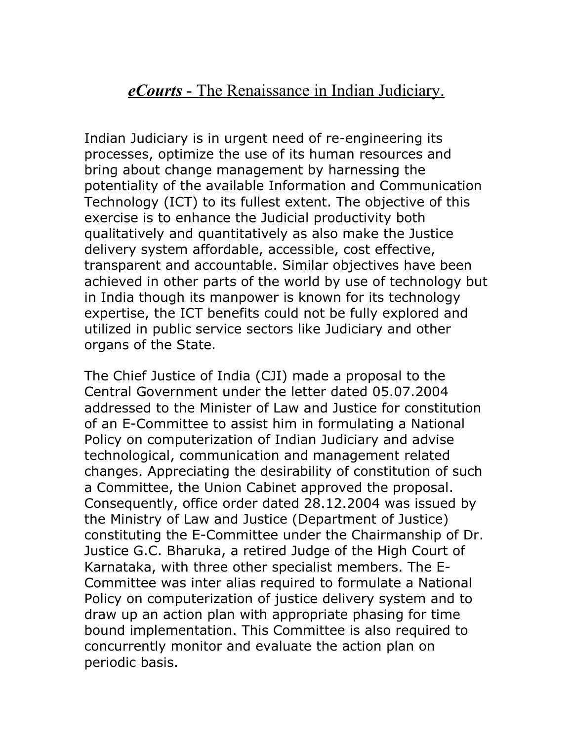# *eCourts* - The Renaissance in Indian Judiciary.

Indian Judiciary is in urgent need of re-engineering its processes, optimize the use of its human resources and bring about change management by harnessing the potentiality of the available Information and Communication Technology (ICT) to its fullest extent. The objective of this exercise is to enhance the Judicial productivity both qualitatively and quantitatively as also make the Justice delivery system affordable, accessible, cost effective, transparent and accountable. Similar objectives have been achieved in other parts of the world by use of technology but in India though its manpower is known for its technology expertise, the ICT benefits could not be fully explored and utilized in public service sectors like Judiciary and other organs of the State.

The Chief Justice of India (CJI) made a proposal to the Central Government under the letter dated 05.07.2004 addressed to the Minister of Law and Justice for constitution of an E-Committee to assist him in formulating a National Policy on computerization of Indian Judiciary and advise technological, communication and management related changes. Appreciating the desirability of constitution of such a Committee, the Union Cabinet approved the proposal. Consequently, office order dated 28.12.2004 was issued by the Ministry of Law and Justice (Department of Justice) constituting the E-Committee under the Chairmanship of Dr. Justice G.C. Bharuka, a retired Judge of the High Court of Karnataka, with three other specialist members. The E-Committee was inter alias required to formulate a National Policy on computerization of justice delivery system and to draw up an action plan with appropriate phasing for time bound implementation. This Committee is also required to concurrently monitor and evaluate the action plan on periodic basis.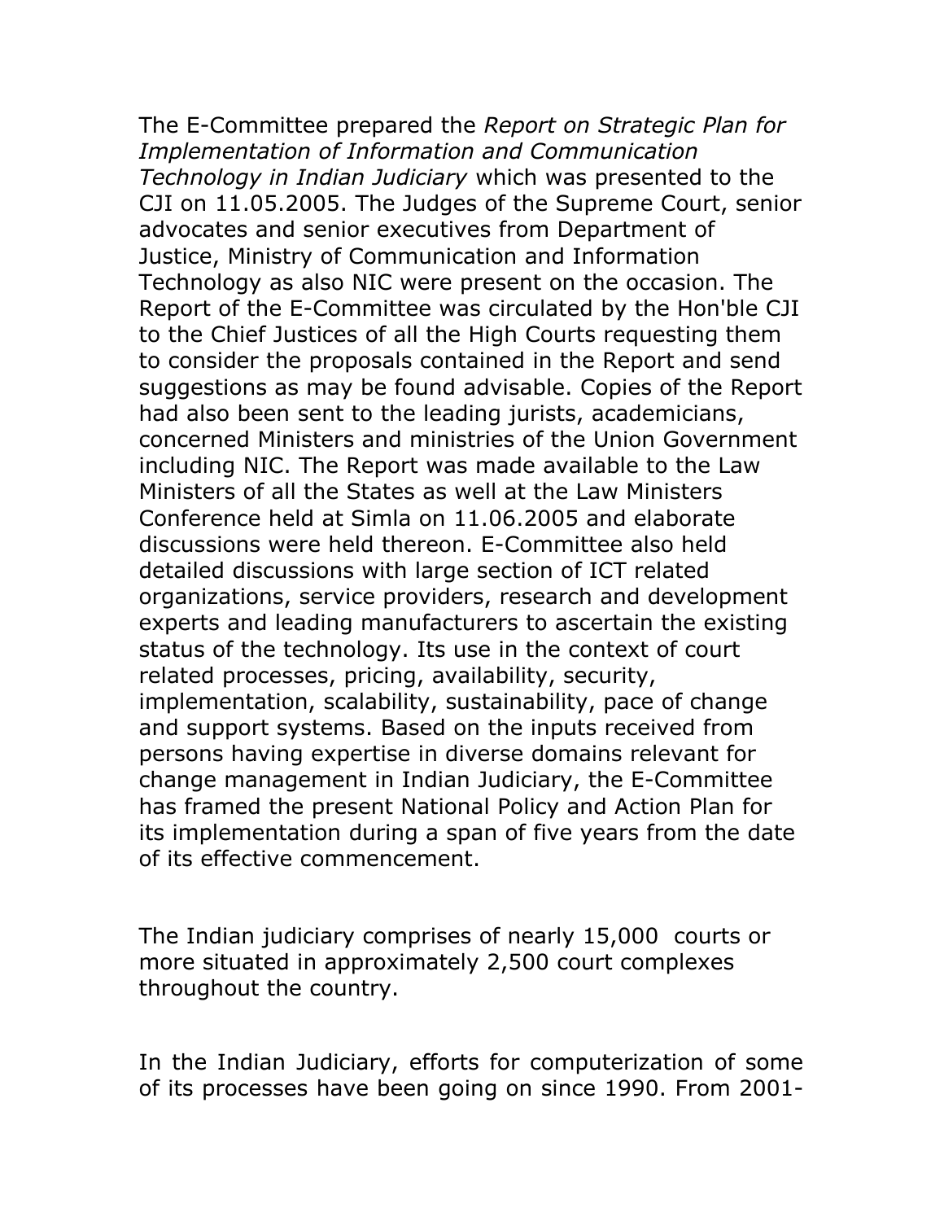The E-Committee prepared the *Report on Strategic Plan for Implementation of Information and Communication Technology in Indian Judiciary* which was presented to the CJI on 11.05.2005. The Judges of the Supreme Court, senior advocates and senior executives from Department of Justice, Ministry of Communication and Information Technology as also NIC were present on the occasion. The Report of the E-Committee was circulated by the Hon'ble CJI to the Chief Justices of all the High Courts requesting them to consider the proposals contained in the Report and send suggestions as may be found advisable. Copies of the Report had also been sent to the leading jurists, academicians, concerned Ministers and ministries of the Union Government including NIC. The Report was made available to the Law Ministers of all the States as well at the Law Ministers Conference held at Simla on 11.06.2005 and elaborate discussions were held thereon. E-Committee also held detailed discussions with large section of ICT related organizations, service providers, research and development experts and leading manufacturers to ascertain the existing status of the technology. Its use in the context of court related processes, pricing, availability, security, implementation, scalability, sustainability, pace of change and support systems. Based on the inputs received from persons having expertise in diverse domains relevant for change management in Indian Judiciary, the E-Committee has framed the present National Policy and Action Plan for its implementation during a span of five years from the date of its effective commencement.

The Indian judiciary comprises of nearly 15,000 courts or more situated in approximately 2,500 court complexes throughout the country.

In the Indian Judiciary, efforts for computerization of some of its processes have been going on since 1990. From 2001-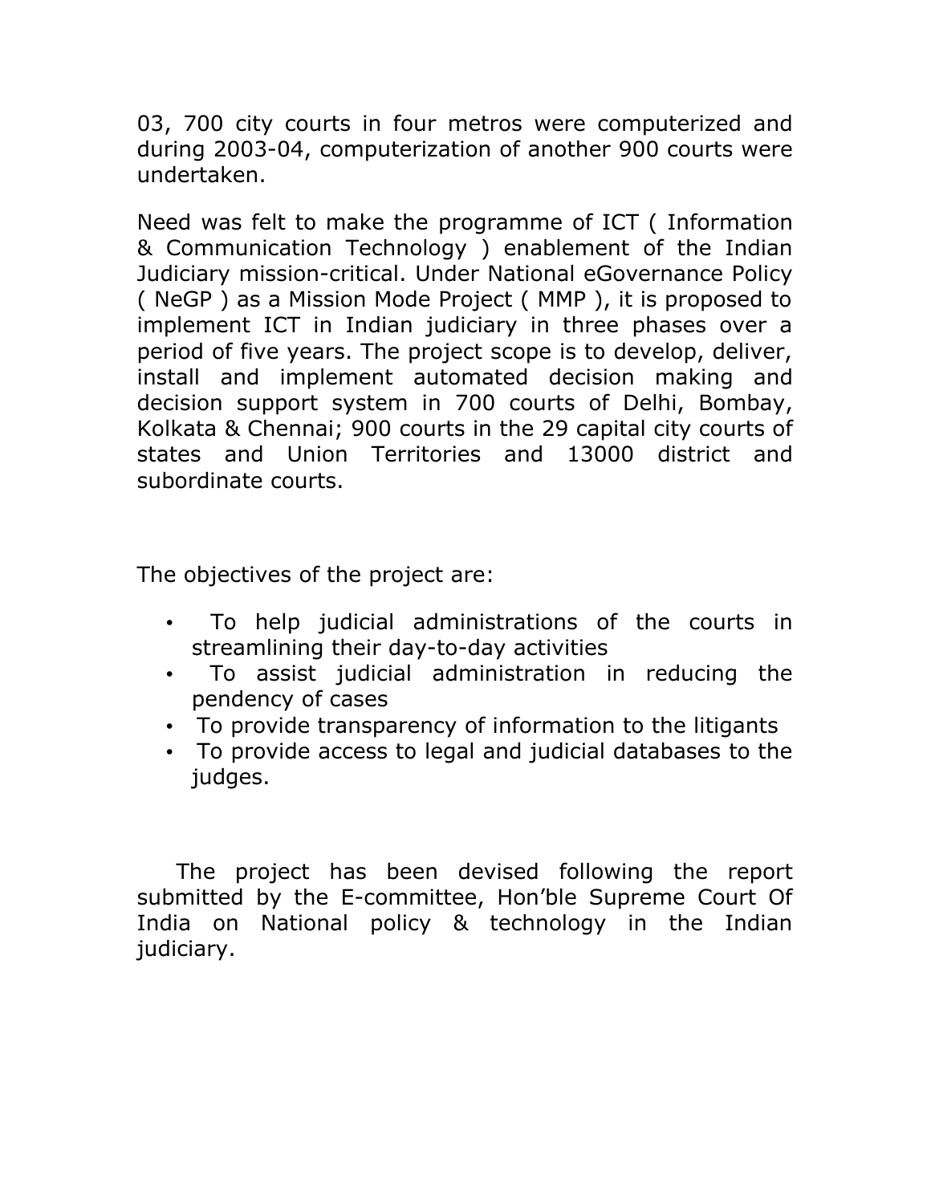03, 700 city courts in four metros were computerized and during 2003-04, computerization of another 900 courts were undertaken.

Need was felt to make the programme of ICT ( Information & Communication Technology ) enablement of the Indian Judiciary mission-critical. Under National eGovernance Policy ( NeGP ) as a Mission Mode Project ( MMP ), it is proposed to implement ICT in Indian judiciary in three phases over a period of five years. The project scope is to develop, deliver, install and implement automated decision making and decision support system in 700 courts of Delhi, Bombay, Kolkata & Chennai; 900 courts in the 29 capital city courts of states and Union Territories and 13000 district and subordinate courts.

The objectives of the project are:

- To help judicial administrations of the courts in streamlining their day-to-day activities
- To assist judicial administration in reducing the pendency of cases
- To provide transparency of information to the litigants
- To provide access to legal and judicial databases to the judges.

The project has been devised following the report submitted by the E-committee, Hon'ble Supreme Court Of India on National policy & technology in the Indian judiciary.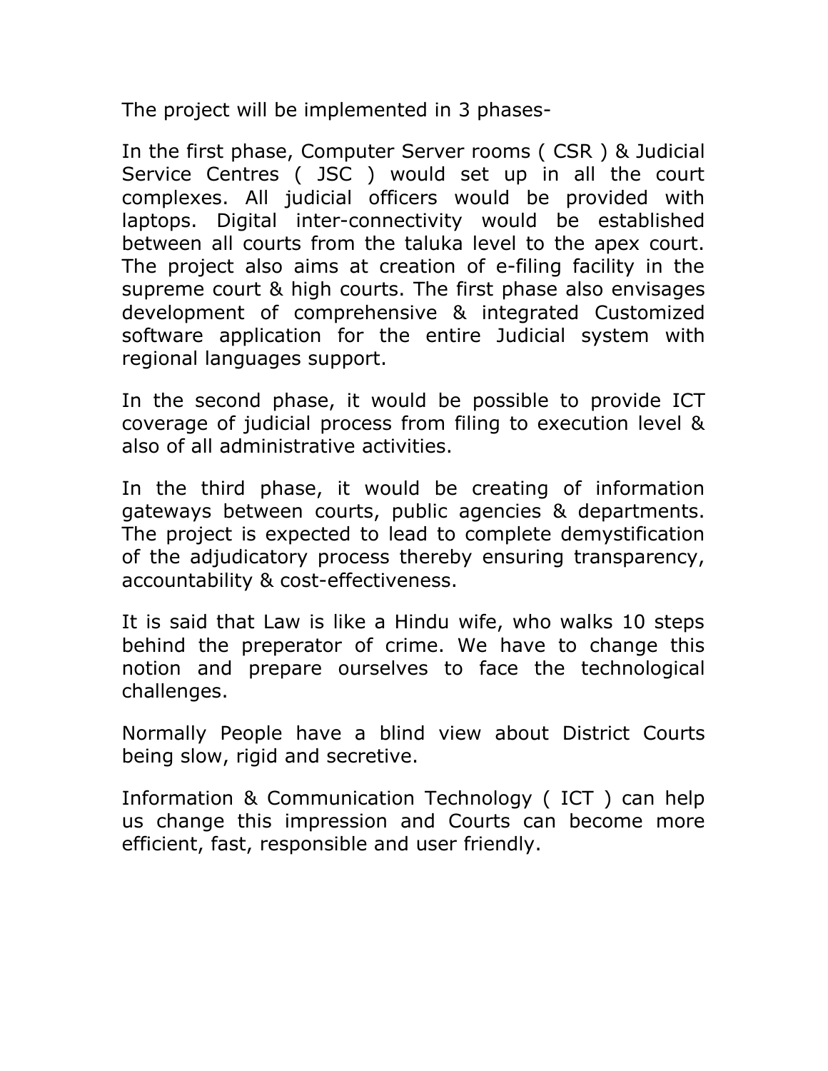The project will be implemented in 3 phases-

In the first phase, Computer Server rooms ( CSR ) & Judicial Service Centres ( JSC ) would set up in all the court complexes. All judicial officers would be provided with laptops. Digital inter-connectivity would be established between all courts from the taluka level to the apex court. The project also aims at creation of e-filing facility in the supreme court & high courts. The first phase also envisages development of comprehensive & integrated Customized software application for the entire Judicial system with regional languages support.

In the second phase, it would be possible to provide ICT coverage of judicial process from filing to execution level & also of all administrative activities.

In the third phase, it would be creating of information gateways between courts, public agencies & departments. The project is expected to lead to complete demystification of the adjudicatory process thereby ensuring transparency, accountability & cost-effectiveness.

It is said that Law is like a Hindu wife, who walks 10 steps behind the preperator of crime. We have to change this notion and prepare ourselves to face the technological challenges.

Normally People have a blind view about District Courts being slow, rigid and secretive.

Information & Communication Technology ( ICT ) can help us change this impression and Courts can become more efficient, fast, responsible and user friendly.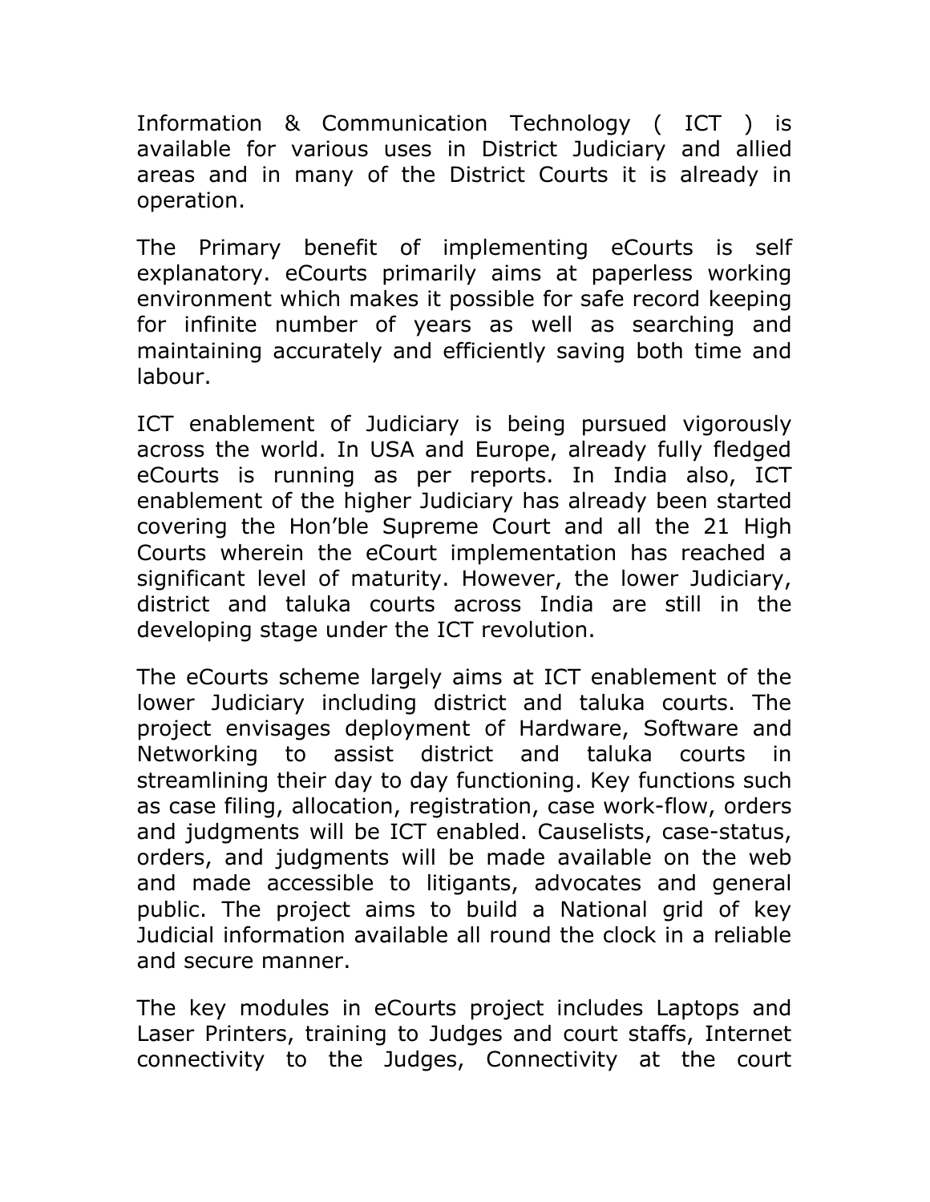Information & Communication Technology ( ICT ) is available for various uses in District Judiciary and allied areas and in many of the District Courts it is already in operation.

The Primary benefit of implementing eCourts is self explanatory. eCourts primarily aims at paperless working environment which makes it possible for safe record keeping for infinite number of years as well as searching and maintaining accurately and efficiently saving both time and labour.

ICT enablement of Judiciary is being pursued vigorously across the world. In USA and Europe, already fully fledged eCourts is running as per reports. In India also, ICT enablement of the higher Judiciary has already been started covering the Hon'ble Supreme Court and all the 21 High Courts wherein the eCourt implementation has reached a significant level of maturity. However, the lower Judiciary, district and taluka courts across India are still in the developing stage under the ICT revolution.

The eCourts scheme largely aims at ICT enablement of the lower Judiciary including district and taluka courts. The project envisages deployment of Hardware, Software and Networking to assist district and taluka courts in streamlining their day to day functioning. Key functions such as case filing, allocation, registration, case work-flow, orders and judgments will be ICT enabled. Causelists, case-status, orders, and judgments will be made available on the web and made accessible to litigants, advocates and general public. The project aims to build a National grid of key Judicial information available all round the clock in a reliable and secure manner.

The key modules in eCourts project includes Laptops and Laser Printers, training to Judges and court staffs, Internet connectivity to the Judges, Connectivity at the court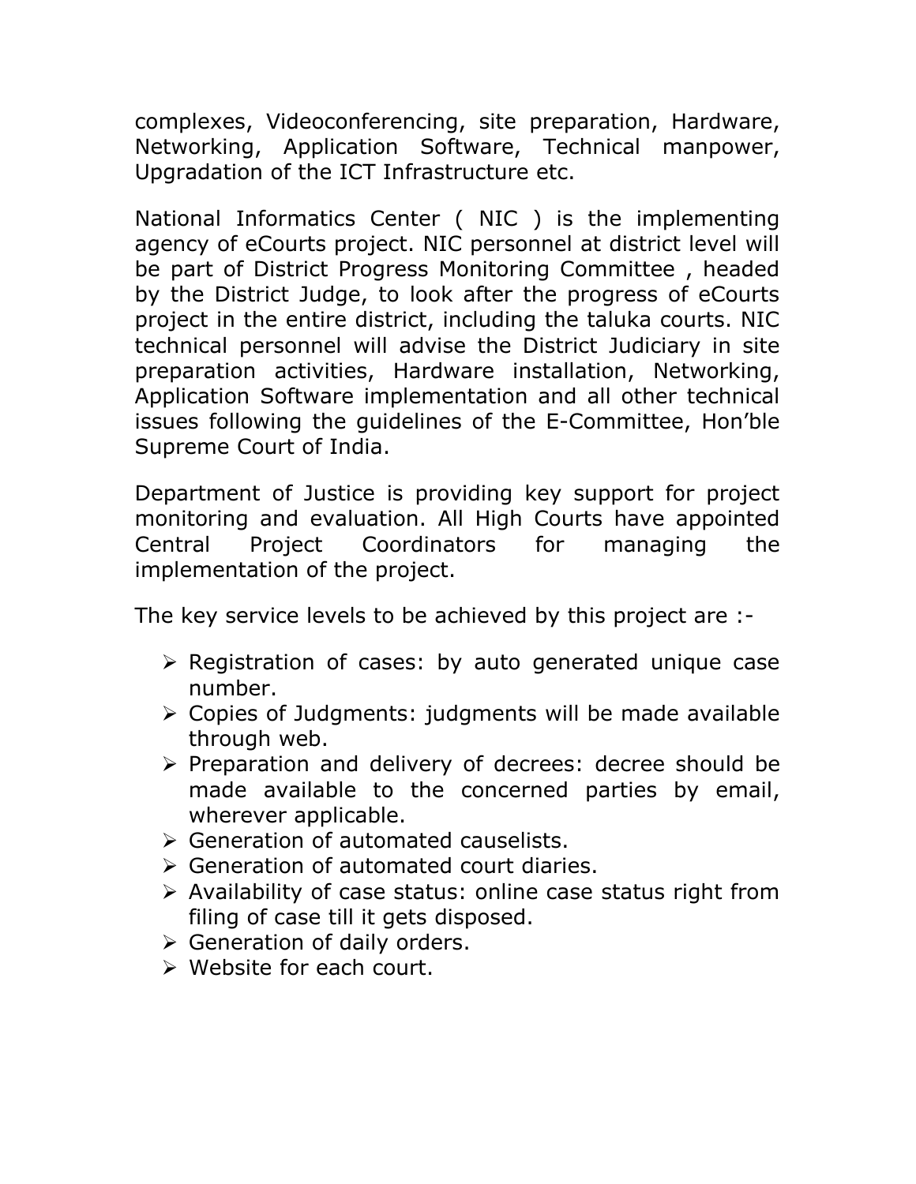complexes, Videoconferencing, site preparation, Hardware, Networking, Application Software, Technical manpower, Upgradation of the ICT Infrastructure etc.

National Informatics Center ( NIC ) is the implementing agency of eCourts project. NIC personnel at district level will be part of District Progress Monitoring Committee , headed by the District Judge, to look after the progress of eCourts project in the entire district, including the taluka courts. NIC technical personnel will advise the District Judiciary in site preparation activities, Hardware installation, Networking, Application Software implementation and all other technical issues following the guidelines of the E-Committee, Hon'ble Supreme Court of India.

Department of Justice is providing key support for project monitoring and evaluation. All High Courts have appointed Central Project Coordinators for managing the implementation of the project.

The key service levels to be achieved by this project are :-

- Registration of cases: by auto generated unique case number.
- Copies of Judgments: judgments will be made available through web.
- Preparation and delivery of decrees: decree should be made available to the concerned parties by email, wherever applicable.
- Generation of automated causelists.
- Generation of automated court diaries.
- Availability of case status: online case status right from filing of case till it gets disposed.
- Generation of daily orders.
- Website for each court.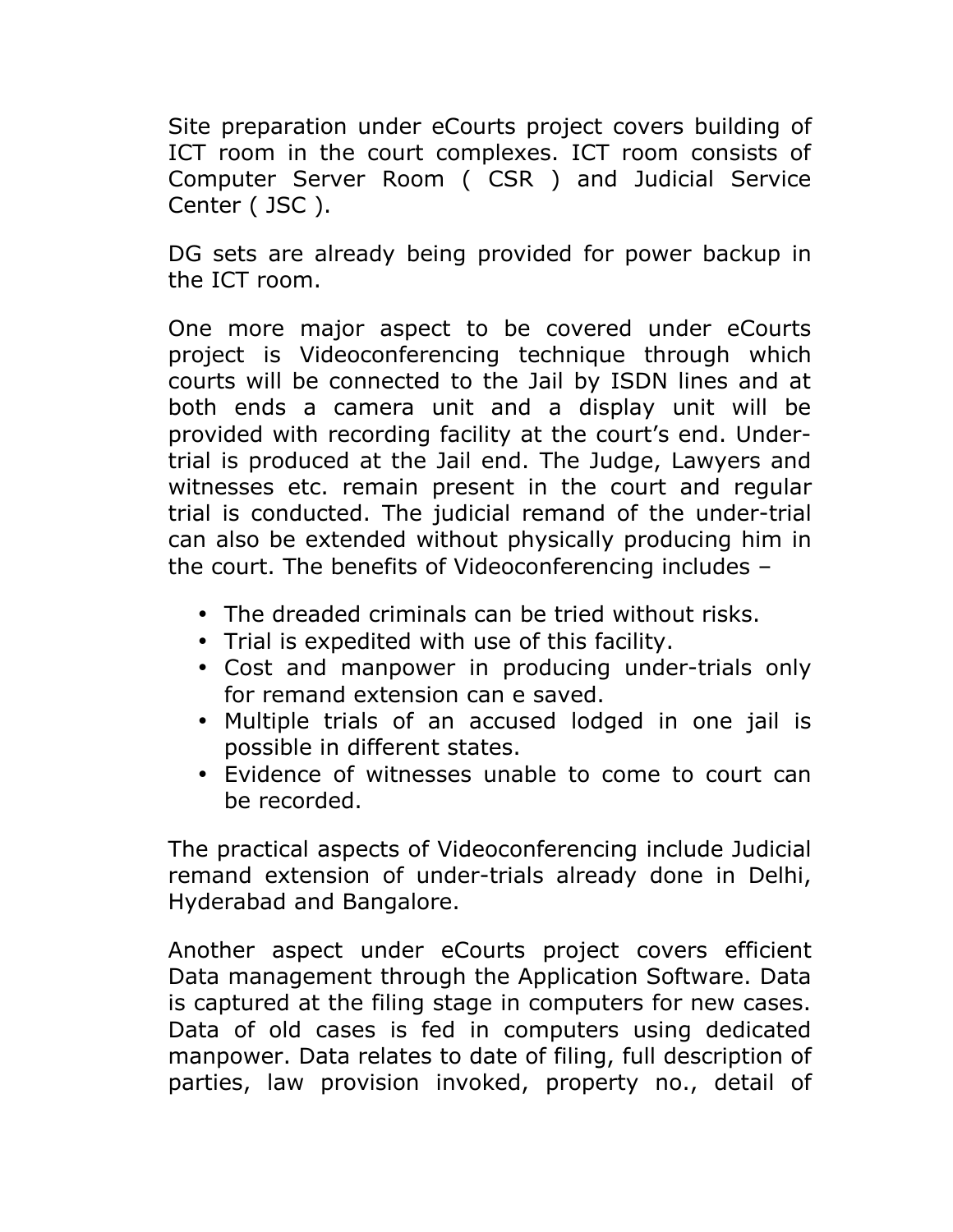Site preparation under eCourts project covers building of ICT room in the court complexes. ICT room consists of Computer Server Room ( CSR ) and Judicial Service Center ( JSC ).

DG sets are already being provided for power backup in the ICT room.

One more major aspect to be covered under eCourts project is Videoconferencing technique through which courts will be connected to the Jail by ISDN lines and at both ends a camera unit and a display unit will be provided with recording facility at the court's end. Under-trial is produced at the Jail end. The Judge, Lawyers and witnesses etc. remain present in the court and regular trial is conducted. The judicial remand of the under-trial can also be extended without physically producing him in the court. The benefits of Videoconferencing includes –

- The dreaded criminals can be tried without risks.
- Trial is expedited with use of this facility.
- Cost and manpower in producing under-trials only for remand extension can e saved.
- Multiple trials of an accused lodged in one jail is possible in different states.
- Evidence of witnesses unable to come to court can be recorded.

The practical aspects of Videoconferencing include Judicial remand extension of under-trials already done in Delhi, Hyderabad and Bangalore.

Another aspect under eCourts project covers efficient Data management through the Application Software. Data is captured at the filing stage in computers for new cases. Data of old cases is fed in computers using dedicated manpower. Data relates to date of filing, full description of parties, law provision invoked, property no., detail of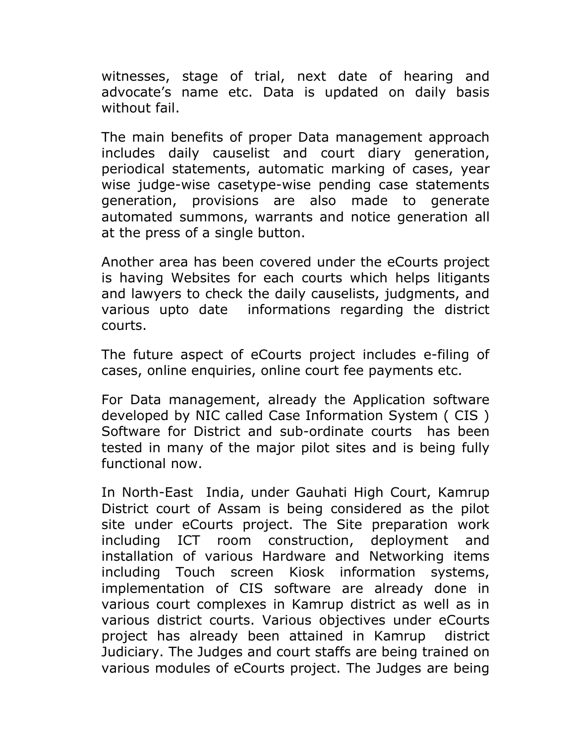witnesses, stage of trial, next date of hearing and advocate's name etc. Data is updated on daily basis without fail.

The main benefits of proper Data management approach includes daily causelist and court diary generation, periodical statements, automatic marking of cases, year wise judge-wise casetype-wise pending case statements generation, provisions are also made to generate automated summons, warrants and notice generation all at the press of a single button.

Another area has been covered under the eCourts project is having Websites for each courts which helps litigants and lawyers to check the daily causelists, judgments, and various upto date informations regarding the district courts.

The future aspect of eCourts project includes e-filing of cases, online enquiries, online court fee payments etc.

For Data management, already the Application software developed by NIC called Case Information System ( CIS ) Software for District and sub-ordinate courts has been tested in many of the major pilot sites and is being fully functional now.

In North-East India, under Gauhati High Court, Kamrup District court of Assam is being considered as the pilot site under eCourts project. The Site preparation work including ICT room construction, deployment and installation of various Hardware and Networking items including Touch screen Kiosk information systems, implementation of CIS software are already done in various court complexes in Kamrup district as well as in various district courts. Various objectives under eCourts project has already been attained in Kamrup district Judiciary. The Judges and court staffs are being trained on various modules of eCourts project. The Judges are being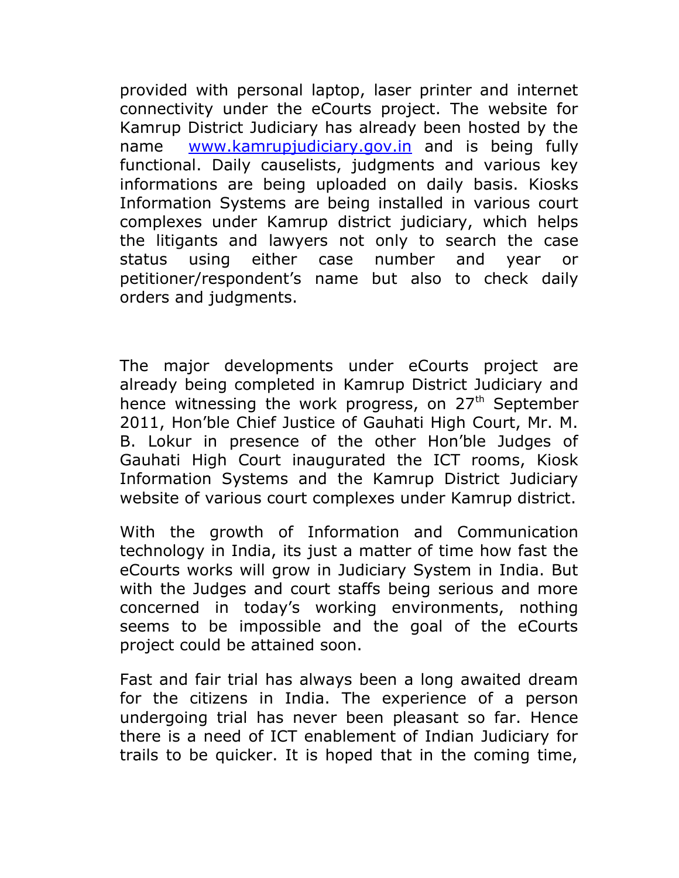provided with personal laptop, laser printer and internet connectivity under the eCourts project. The website for Kamrup District Judiciary has already been hosted by the name [www.kamrupjudiciary.gov.in](http://www.kamrupjudiciary.gov.in) and is being fully functional. Daily causelists, judgments and various key informations are being uploaded on daily basis. Kiosks Information Systems are being installed in various court complexes under Kamrup district judiciary, which helps the litigants and lawyers not only to search the case status using either case number and year or petitioner/respondent's name but also to check daily orders and judgments.

The major developments under eCourts project are already being completed in Kamrup District Judiciary and hence witnessing the work progress, on 27th September 2011, Hon'ble Chief Justice of Gauhati High Court, Mr. M. B. Lokur in presence of the other Hon'ble Judges of Gauhati High Court inaugurated the ICT rooms, Kiosk Information Systems and the Kamrup District Judiciary website of various court complexes under Kamrup district.

With the growth of Information and Communication technology in India, its just a matter of time how fast the eCourts works will grow in Judiciary System in India. But with the Judges and court staffs being serious and more concerned in today's working environments, nothing seems to be impossible and the goal of the eCourts project could be attained soon.

Fast and fair trial has always been a long awaited dream for the citizens in India. The experience of a person undergoing trial has never been pleasant so far. Hence there is a need of ICT enablement of Indian Judiciary for trails to be quicker. It is hoped that in the coming time,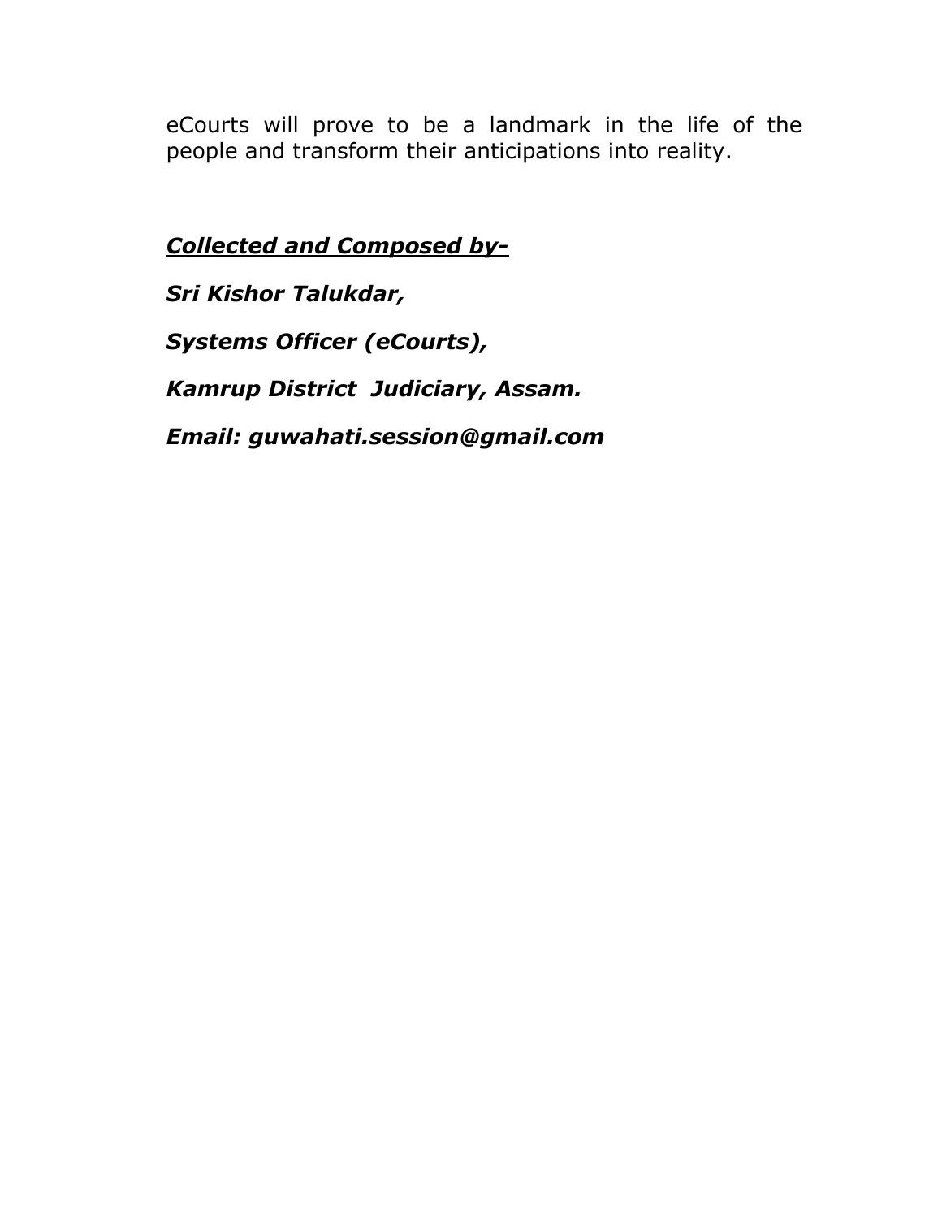eCourts will prove to be a landmark in the life of the people and transform their anticipations into reality.

***<u>Collected and Composed by-</u>***

***Sri Kishor Talukdar,***

***Systems Officer (eCourts),***

***Kamrup District Judiciary, Assam.***

***Email: guwahati.session@gmail.com***